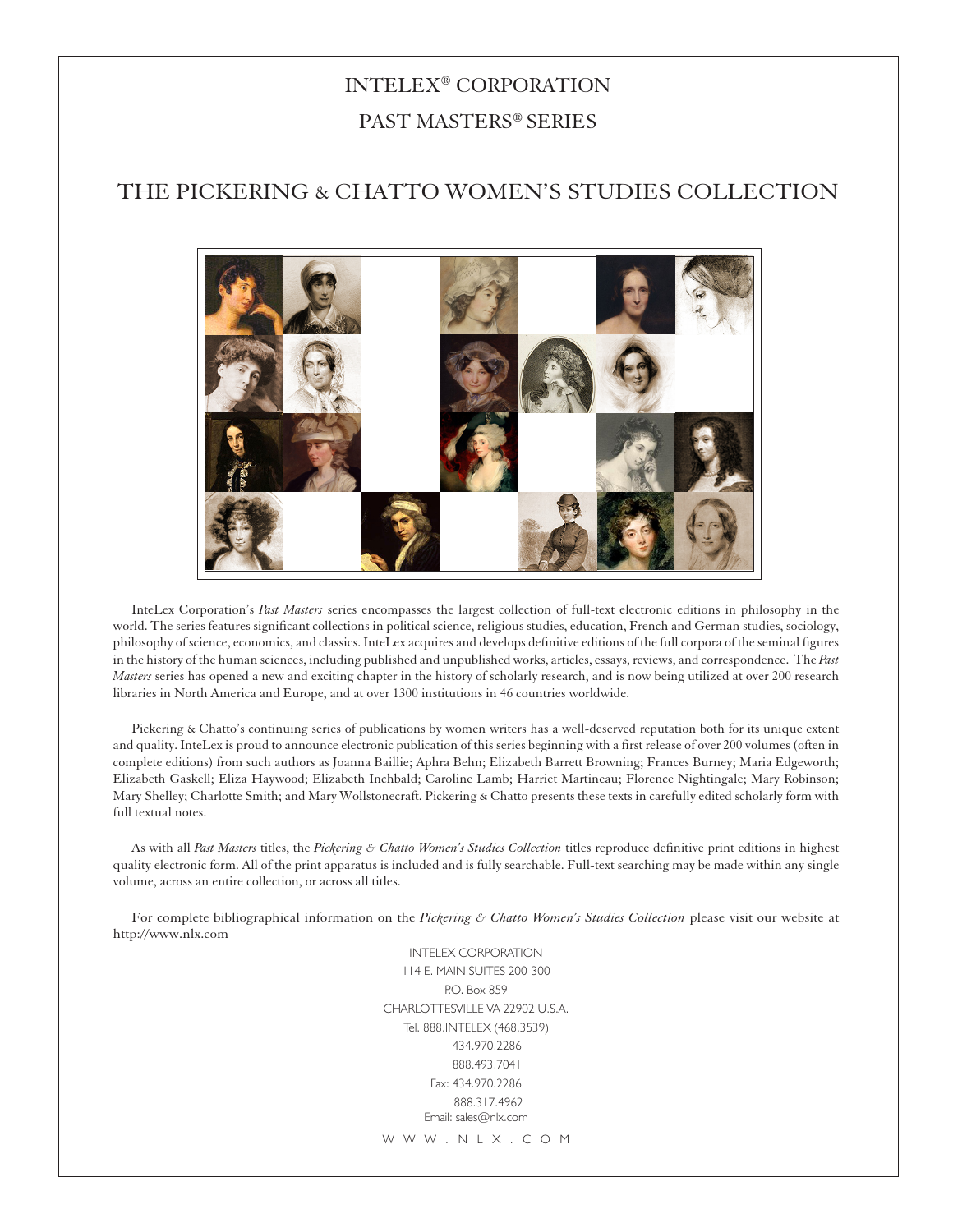# INTELEX® CORPORATION

## PAST MASTERS® SERIES

## THE PICKERING & CHATTO WOMEN'S STUDIES COLLECTION

InteLex Corporation's *Past Masters* series encompasses the largest collection of full-text electronic editions in philosophy in the world. The series features significant collections in political science, religious studies, education, French and German studies, sociology, philosophy of science, economics, and classics. InteLex acquires and develops definitive editions of the full corpora of the seminal figures in the history of the human sciences, including published and unpublished works, articles, essays, reviews, and correspondence. The *Past Masters* series has opened a new and exciting chapter in the history of scholarly research, and is now being utilized at over 200 research libraries in North America and Europe, and at over 1300 institutions in 46 countries worldwide.

Pickering & Chatto's continuing series of publications by women writers has a well-deserved reputation both for its unique extent and quality. InteLex is proud to announce electronic publication of this series beginning with a first release of over 200 volumes (often in complete editions) from such authors as Joanna Baillie; Aphra Behn; Elizabeth Barrett Browning; Frances Burney; Maria Edgeworth; Elizabeth Gaskell; Eliza Haywood; Elizabeth Inchbald; Caroline Lamb; Harriet Martineau; Florence Nightingale; Mary Robinson; Mary Shelley; Charlotte Smith; and Mary Wollstonecraft. Pickering & Chatto presents these texts in carefully edited scholarly form with full textual notes.

As with all *Past Masters* titles, the *Pickering & Chatto Women's Studies Collection* titles reproduce definitive print editions in highest quality electronic form. All of the print apparatus is included and is fully searchable. Full-text searching may be made within any single volume, across an entire collection, or across all titles.

For complete bibliographical information on the *Pickering & Chatto Women's Studies Collection* please visit our website at http://www.nlx.com

INTELEX CORPORATION
114 E. MAIN SUITES 200-300
P.O. Box 859
CHARLOTTESVILLE VA 22902 U.S.A.
Tel. 888.INTELEX (468.3539)
434.970.2286
888.493.7041
Fax: 434.970.2286
888.317.4962
Email: sales@nlx.com

W W W . N L X . C O M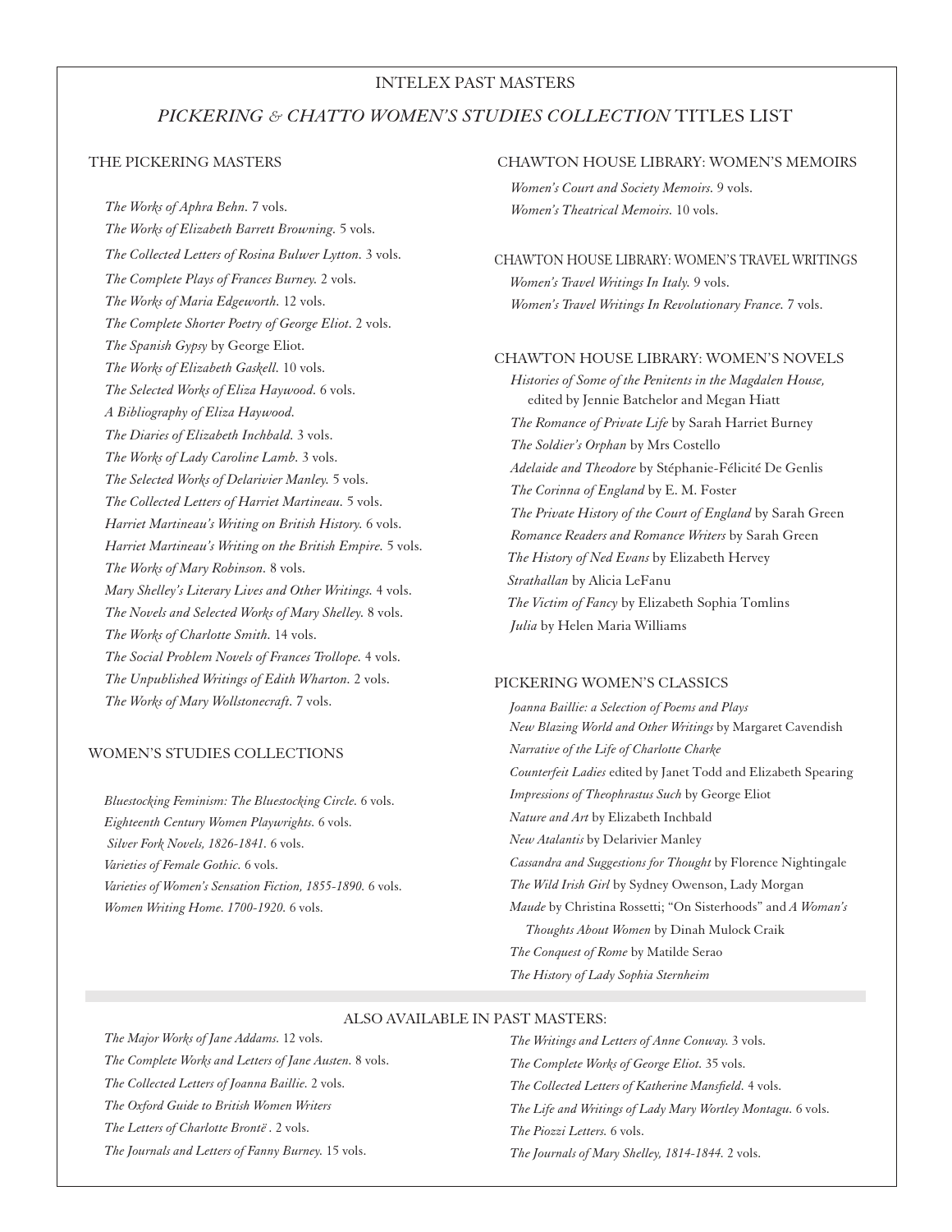# INTELEX PAST MASTERS

## *PICKERING & CHATTO WOMEN'S STUDIES COLLECTION* TITLES LIST

### THE PICKERING MASTERS

*The Works of Aphra Behn.* 7 vols.
*The Works of Elizabeth Barrett Browning.* 5 vols.
*The Collected Letters of Rosina Bulwer Lytton.* 3 vols.
*The Complete Plays of Frances Burney.* 2 vols.
*The Works of Maria Edgeworth.* 12 vols.
*The Complete Shorter Poetry of George Eliot.* 2 vols.
*The Spanish Gypsy* by George Eliot.
*The Works of Elizabeth Gaskell.* 10 vols.
*The Selected Works of Eliza Haywood.* 6 vols.
*A Bibliography of Eliza Haywood.*
*The Diaries of Elizabeth Inchbald.* 3 vols.
*The Works of Lady Caroline Lamb.* 3 vols.
*The Selected Works of Delarivier Manley.* 5 vols.
*The Collected Letters of Harriet Martineau.* 5 vols.
*Harriet Martineau's Writing on British History.* 6 vols.
*Harriet Martineau's Writing on the British Empire.* 5 vols.
*The Works of Mary Robinson.* 8 vols.
*Mary Shelley's Literary Lives and Other Writings.* 4 vols.
*The Novels and Selected Works of Mary Shelley.* 8 vols.
*The Works of Charlotte Smith.* 14 vols.
*The Social Problem Novels of Frances Trollope.* 4 vols.
*The Unpublished Writings of Edith Wharton.* 2 vols.
*The Works of Mary Wollstonecraft.* 7 vols.

### WOMEN'S STUDIES COLLECTIONS

*Bluestocking Feminism: The Bluestocking Circle.* 6 vols.
*Eighteenth Century Women Playwrights.* 6 vols.
*Silver Fork Novels, 1826-1841.* 6 vols.
*Varieties of Female Gothic.* 6 vols.
*Varieties of Women's Sensation Fiction, 1855-1890.* 6 vols.
*Women Writing Home. 1700-1920.* 6 vols.

### CHAWTON HOUSE LIBRARY: WOMEN'S MEMOIRS

*Women's Court and Society Memoirs.* 9 vols.
*Women's Theatrical Memoirs.* 10 vols.

### CHAWTON HOUSE LIBRARY: WOMEN'S TRAVEL WRITINGS

*Women's Travel Writings In Italy.* 9 vols.
*Women's Travel Writings In Revolutionary France.* 7 vols.

### CHAWTON HOUSE LIBRARY: WOMEN'S NOVELS

*Histories of Some of the Penitents in the Magdalen House,* edited by Jennie Batchelor and Megan Hiatt
*The Romance of Private Life* by Sarah Harriet Burney
*The Soldier's Orphan* by Mrs Costello
*Adelaide and Theodore* by Stéphanie-Félicité De Genlis
*The Corinna of England* by E. M. Foster
*The Private History of the Court of England* by Sarah Green
*Romance Readers and Romance Writers* by Sarah Green
*The History of Ned Evans* by Elizabeth Hervey
*Strathallan* by Alicia LeFanu
*The Victim of Fancy* by Elizabeth Sophia Tomlins
*Julia* by Helen Maria Williams

### PICKERING WOMEN'S CLASSICS

*Joanna Baillie: a Selection of Poems and Plays*
*New Blazing World and Other Writings* by Margaret Cavendish
*Narrative of the Life of Charlotte Charke*
*Counterfeit Ladies* edited by Janet Todd and Elizabeth Spearing
*Impressions of Theophrastus Such* by George Eliot
*Nature and Art* by Elizabeth Inchbald
*New Atalantis* by Delarivier Manley
*Cassandra and Suggestions for Thought* by Florence Nightingale
*The Wild Irish Girl* by Sydney Owenson, Lady Morgan
*Maude* by Christina Rossetti; "On Sisterhoods" and *A Woman's Thoughts About Women* by Dinah Mulock Craik
*The Conquest of Rome* by Matilde Serao
*The History of Lady Sophia Sternheim*

### ALSO AVAILABLE IN PAST MASTERS:

*The Major Works of Jane Addams.* 12 vols.
*The Complete Works and Letters of Jane Austen.* 8 vols.
*The Collected Letters of Joanna Baillie.* 2 vols.
*The Oxford Guide to British Women Writers*
*The Letters of Charlotte Brontë.* 2 vols.
*The Journals and Letters of Fanny Burney.* 15 vols.
*The Writings and Letters of Anne Conway.* 3 vols.
*The Complete Works of George Eliot.* 35 vols.
*The Collected Letters of Katherine Mansfield.* 4 vols.
*The Life and Writings of Lady Mary Wortley Montagu.* 6 vols.
*The Piozzi Letters.* 6 vols.
*The Journals of Mary Shelley, 1814-1844.* 2 vols.